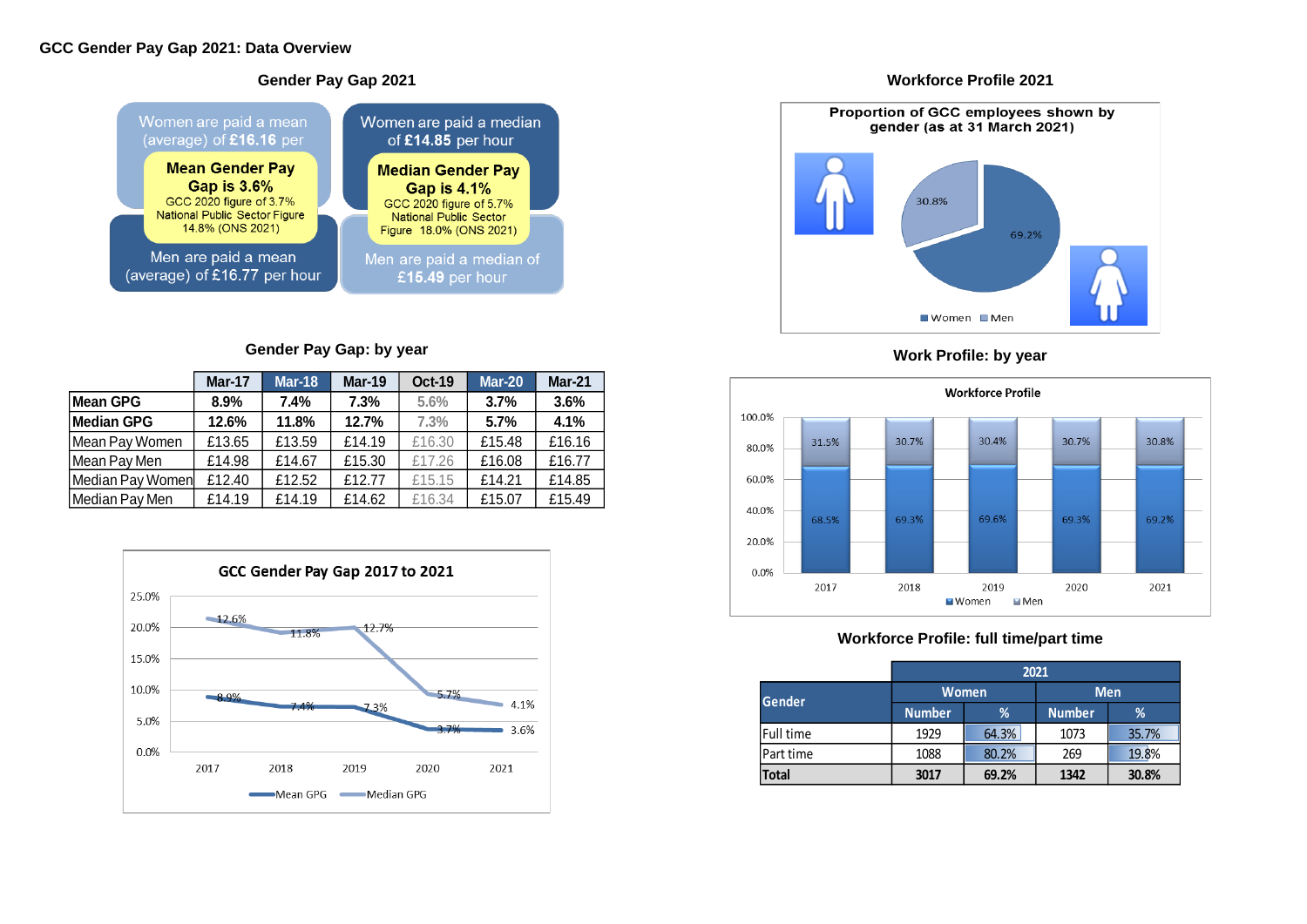# GCC Gender Pay Gap 2021: Data Overview

## Gender Pay Gap 2021

Women are paid a mean (average) of **£16.16** per hour

**Mean Gender Pay Gap is 3.6%**
GCC 2020 figure of 3.7%
National Public Sector Figure 14.8% (ONS 2021)

Men are paid a mean (average) of **£16.77** per hour

Women are paid a median of **£14.85** per hour

**Median Gender Pay Gap is 4.1%**
GCC 2020 figure of 5.7%
National Public Sector Figure 18.0% (ONS 2021)

Men are paid a median of **£15.49** per hour

## Gender Pay Gap: by year

| | Mar-17 | Mar-18 | Mar-19 | Oct-19 | Mar-20 | Mar-21 |
|---|---|---|---|---|---|---|
| **Mean GPG** | **8.9%** | **7.4%** | **7.3%** | **5.6%** | **3.7%** | **3.6%** |
| **Median GPG** | **12.6%** | **11.8%** | **12.7%** | **7.3%** | **5.7%** | **4.1%** |
| Mean Pay Women | £13.65 | £13.59 | £14.19 | £16.30 | £15.48 | £16.16 |
| Mean Pay Men | £14.98 | £14.67 | £15.30 | £17.26 | £16.08 | £16.77 |
| Median Pay Women | £12.40 | £12.52 | £12.77 | £15.15 | £14.21 | £14.85 |
| Median Pay Men | £14.19 | £14.19 | £14.62 | £16.34 | £15.07 | £15.49 |

### GCC Gender Pay Gap 2017 to 2021

| Year | Mean GPG | Median GPG |
|---|---|---|
| 2017 | 8.9% | 12.6% |
| 2018 | 7.4% | 11.8% |
| 2019 | 7.3% | 12.7% |
| 2020 | 3.7% | 5.7% |
| 2021 | 3.6% | 4.1% |

## Workforce Profile 2021

Proportion of GCC employees shown by gender (as at 31 March 2021)

| Gender | % |
|---|---|
| Women | 69.2% |
| Men | 30.8% |

## Work Profile: by year

### Workforce Profile

| Year | Women | Men |
|---|---|---|
| 2017 | 68.5% | 31.5% |
| 2018 | 69.3% | 30.7% |
| 2019 | 69.6% | 30.4% |
| 2020 | 69.3% | 30.7% |
| 2021 | 69.2% | 30.8% |

## Workforce Profile: full time/part time

| Gender | 2021 | | | |
|---|---|---|---|---|
| | Women | | Men | |
| | Number | % | Number | % |
| Full time | 1929 | 64.3% | 1073 | 35.7% |
| Part time | 1088 | 80.2% | 269 | 19.8% |
| **Total** | **3017** | **69.2%** | **1342** | **30.8%** |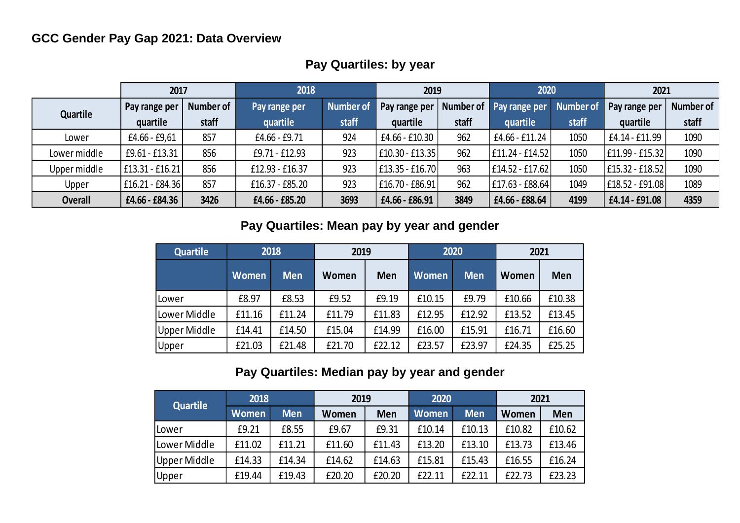# GCC Gender Pay Gap 2021: Data Overview

## Pay Quartiles: by year

| Quartile | 2017 | | 2018 | | 2019 | | 2020 | | 2021 | |
|---|---|---|---|---|---|---|---|---|---|---|
| | Pay range per quartile | Number of staff | Pay range per quartile | Number of staff | Pay range per quartile | Number of staff | Pay range per quartile | Number of staff | Pay range per quartile | Number of staff |
| Lower | £4.66 - £9,61 | 857 | £4.66 - £9.71 | 924 | £4.66 - £10.30 | 962 | £4.66 - £11.24 | 1050 | £4.14 - £11.99 | 1090 |
| Lower middle | £9.61 - £13.31 | 856 | £9.71 - £12.93 | 923 | £10.30 - £13.35 | 962 | £11.24 - £14.52 | 1050 | £11.99 - £15.32 | 1090 |
| Upper middle | £13.31 - £16.21 | 856 | £12.93 - £16.37 | 923 | £13.35 - £16.70 | 963 | £14.52 - £17.62 | 1050 | £15.32 - £18.52 | 1090 |
| Upper | £16.21 - £84.36 | 857 | £16.37 - £85.20 | 923 | £16.70 - £86.91 | 962 | £17.63 - £88.64 | 1049 | £18.52 - £91.08 | 1089 |
| **Overall** | **£4.66 - £84.36** | **3426** | **£4.66 - £85.20** | **3693** | **£4.66 - £86.91** | **3849** | **£4.66 - £88.64** | **4199** | **£4.14 - £91.08** | **4359** |

## Pay Quartiles: Mean pay by year and gender

| Quartile | 2018 | | 2019 | | 2020 | | 2021 | |
|---|---|---|---|---|---|---|---|---|
| | Women | Men | Women | Men | Women | Men | Women | Men |
| Lower | £8.97 | £8.53 | £9.52 | £9.19 | £10.15 | £9.79 | £10.66 | £10.38 |
| Lower Middle | £11.16 | £11.24 | £11.79 | £11.83 | £12.95 | £12.92 | £13.52 | £13.45 |
| Upper Middle | £14.41 | £14.50 | £15.04 | £14.99 | £16.00 | £15.91 | £16.71 | £16.60 |
| Upper | £21.03 | £21.48 | £21.70 | £22.12 | £23.57 | £23.97 | £24.35 | £25.25 |

## Pay Quartiles: Median pay by year and gender

| Quartile | 2018 | | 2019 | | 2020 | | 2021 | |
|---|---|---|---|---|---|---|---|---|
| | Women | Men | Women | Men | Women | Men | Women | Men |
| Lower | £9.21 | £8.55 | £9.67 | £9.31 | £10.14 | £10.13 | £10.82 | £10.62 |
| Lower Middle | £11.02 | £11.21 | £11.60 | £11.43 | £13.20 | £13.10 | £13.73 | £13.46 |
| Upper Middle | £14.33 | £14.34 | £14.62 | £14.63 | £15.81 | £15.43 | £16.55 | £16.24 |
| Upper | £19.44 | £19.43 | £20.20 | £20.20 | £22.11 | £22.11 | £22.73 | £23.23 |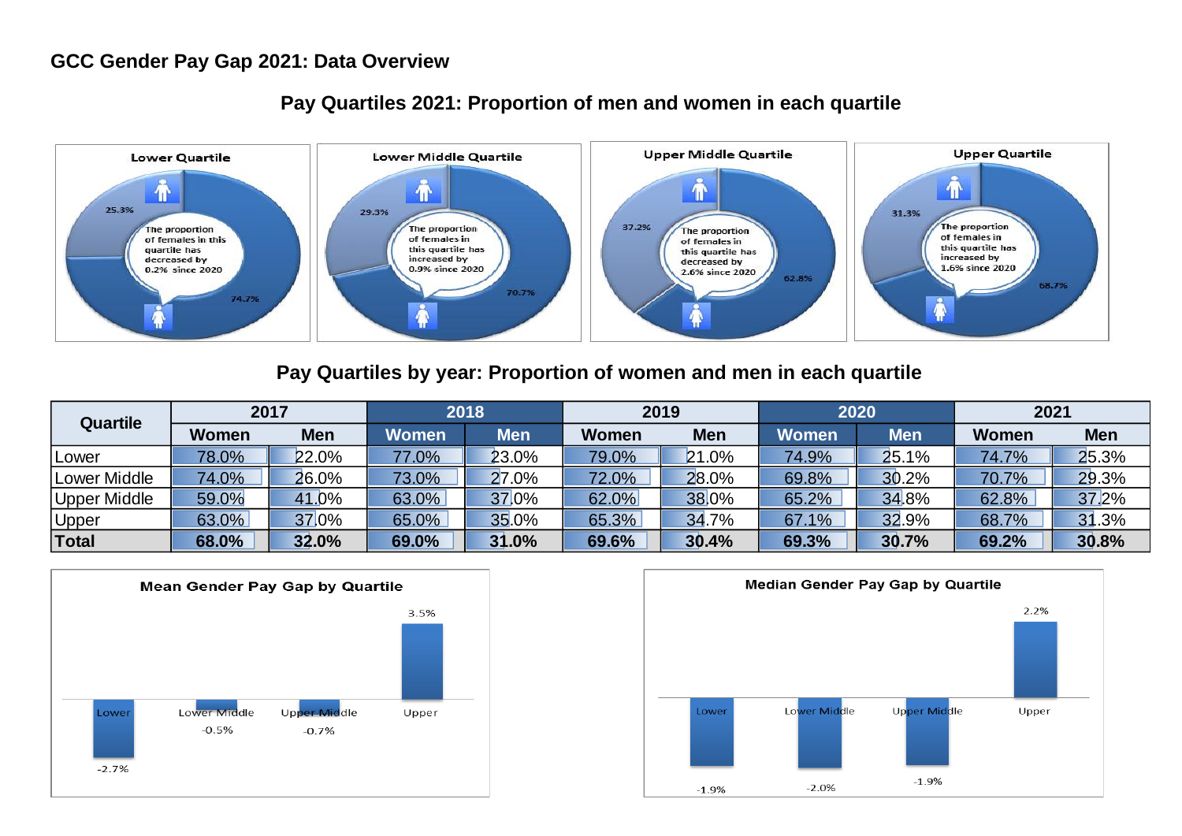## GCC Gender Pay Gap 2021: Data Overview

### Pay Quartiles 2021: Proportion of men and women in each quartile

**Lower Quartile**

25.3%

The proportion of females in this quartile has decreased by 0.2% since 2020

74.7%

**Lower Middle Quartile**

29.3%

The proportion of females in this quartile has increased by 0.9% since 2020

70.7%

**Upper Middle Quartile**

37.2%

The proportion of females in this quartile has decreased by 2.6% since 2020

62.8%

**Upper Quartile**

31.3%

The proportion of females in this quartile has increased by 1.6% since 2020

68.7%

### Pay Quartiles by year: Proportion of women and men in each quartile

| Quartile | 2017 | | 2018 | | 2019 | | 2020 | | 2021 | |
|---|---|---|---|---|---|---|---|---|---|---|
| | Women | Men | Women | Men | Women | Men | Women | Men | Women | Men |
| Lower | 78.0% | 22.0% | 77.0% | 23.0% | 79.0% | 21.0% | 74.9% | 25.1% | 74.7% | 25.3% |
| Lower Middle | 74.0% | 26.0% | 73.0% | 27.0% | 72.0% | 28.0% | 69.8% | 30.2% | 70.7% | 29.3% |
| Upper Middle | 59.0% | 41.0% | 63.0% | 37.0% | 62.0% | 38.0% | 65.2% | 34.8% | 62.8% | 37.2% |
| Upper | 63.0% | 37.0% | 65.0% | 35.0% | 65.3% | 34.7% | 67.1% | 32.9% | 68.7% | 31.3% |
| **Total** | **68.0%** | **32.0%** | **69.0%** | **31.0%** | **69.6%** | **30.4%** | **69.3%** | **30.7%** | **69.2%** | **30.8%** |

**Mean Gender Pay Gap by Quartile**

| Lower | Lower Middle | Upper Middle | Upper |
|---|---|---|---|
| -2.7% | -0.5% | -0.7% | 3.5% |

**Median Gender Pay Gap by Quartile**

| Lower | Lower Middle | Upper Middle | Upper |
|---|---|---|---|
| -1.9% | -2.0% | -1.9% | 2.2% |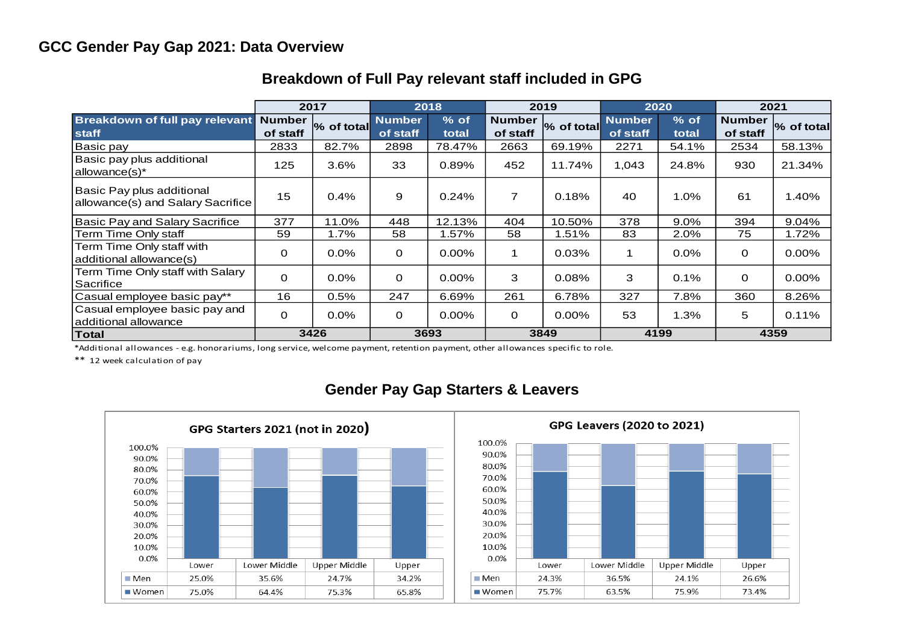# GCC Gender Pay Gap 2021: Data Overview

## Breakdown of Full Pay relevant staff included in GPG

| | 2017 | | 2018 | | 2019 | | 2020 | | 2021 | |
|---|---|---|---|---|---|---|---|---|---|---|
| **Breakdown of full pay relevant staff** | **Number of staff** | **% of total** | **Number of staff** | **% of total** | **Number of staff** | **% of total** | **Number of staff** | **% of total** | **Number of staff** | **% of total** |
| Basic pay | 2833 | 82.7% | 2898 | 78.47% | 2663 | 69.19% | 2271 | 54.1% | 2534 | 58.13% |
| Basic pay plus additional allowance(s)* | 125 | 3.6% | 33 | 0.89% | 452 | 11.74% | 1,043 | 24.8% | 930 | 21.34% |
| Basic Pay plus additional allowance(s) and Salary Sacrifice | 15 | 0.4% | 9 | 0.24% | 7 | 0.18% | 40 | 1.0% | 61 | 1.40% |
| Basic Pay and Salary Sacrifice | 377 | 11.0% | 448 | 12.13% | 404 | 10.50% | 378 | 9.0% | 394 | 9.04% |
| Term Time Only staff | 59 | 1.7% | 58 | 1.57% | 58 | 1.51% | 83 | 2.0% | 75 | 1.72% |
| Term Time Only staff with additional allowance(s) | 0 | 0.0% | 0 | 0.00% | 1 | 0.03% | 1 | 0.0% | 0 | 0.00% |
| Term Time Only staff with Salary Sacrifice | 0 | 0.0% | 0 | 0.00% | 3 | 0.08% | 3 | 0.1% | 0 | 0.00% |
| Casual employee basic pay** | 16 | 0.5% | 247 | 6.69% | 261 | 6.78% | 327 | 7.8% | 360 | 8.26% |
| Casual employee basic pay and additional allowance | 0 | 0.0% | 0 | 0.00% | 0 | 0.00% | 53 | 1.3% | 5 | 0.11% |
| **Total** | **3426** | | **3693** | | **3849** | | **4199** | | **4359** | |

*Additional allowances - e.g. honorariums, long service, welcome payment, retention payment, other allowances specific to role.

** 12 week calculation of pay

## Gender Pay Gap Starters & Leavers

GPG Starters 2021 (not in 2020)

100.0%
90.0%
80.0%
70.0%
60.0%
50.0%
40.0%
30.0%
20.0%
10.0%
0.0%

Lower | Lower Middle | Upper Middle | Upper

Men: 25.0% | 35.6% | 24.7% | 34.2%

Women: 75.0% | 64.4% | 75.3% | 65.8%

GPG Leavers (2020 to 2021)

100.0%
90.0%
80.0%
70.0%
60.0%
50.0%
40.0%
30.0%
20.0%
10.0%
0.0%

Lower | Lower Middle | Upper Middle | Upper

Men: 24.3% | 36.5% | 24.1% | 26.6%

Women: 75.7% | 63.5% | 75.9% | 73.4%